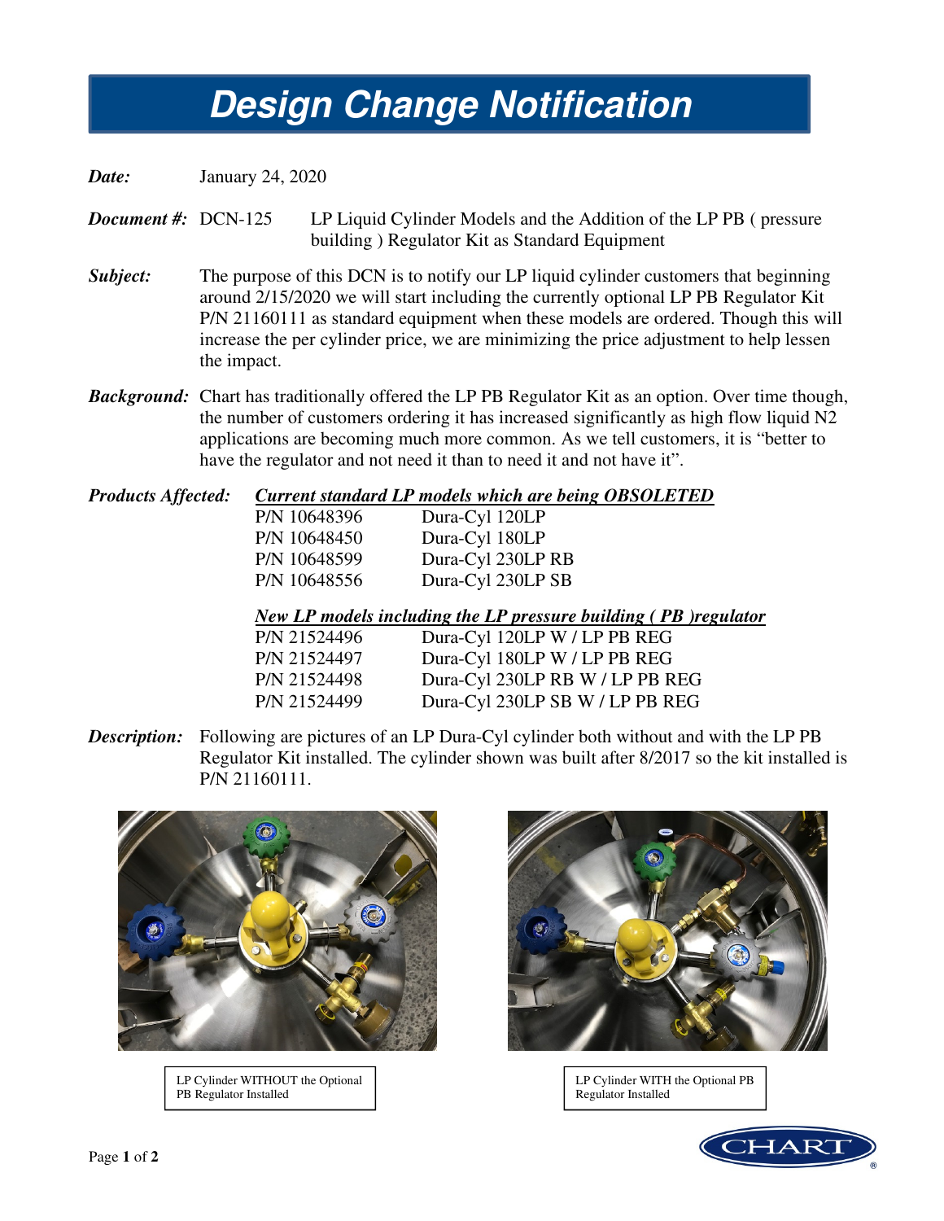# Design Change Notification

***Date:*** January 24, 2020

***Document #:*** DCN-125 LP Liquid Cylinder Models and the Addition of the LP PB ( pressure building ) Regulator Kit as Standard Equipment

***Subject:*** The purpose of this DCN is to notify our LP liquid cylinder customers that beginning around 2/15/2020 we will start including the currently optional LP PB Regulator Kit P/N 21160111 as standard equipment when these models are ordered. Though this will increase the per cylinder price, we are minimizing the price adjustment to help lessen the impact.

***Background:*** Chart has traditionally offered the LP PB Regulator Kit as an option. Over time though, the number of customers ordering it has increased significantly as high flow liquid N2 applications are becoming much more common. As we tell customers, it is "better to have the regulator and not need it than to need it and not have it".

***Products Affected:***

***Current standard LP models which are being OBSOLETED***

| P/N | Model |
|---|---|
| P/N 10648396 | Dura-Cyl 120LP |
| P/N 10648450 | Dura-Cyl 180LP |
| P/N 10648599 | Dura-Cyl 230LP RB |
| P/N 10648556 | Dura-Cyl 230LP SB |

***New LP models including the LP pressure building ( PB )regulator***

| P/N | Model |
|---|---|
| P/N 21524496 | Dura-Cyl 120LP W / LP PB REG |
| P/N 21524497 | Dura-Cyl 180LP W / LP PB REG |
| P/N 21524498 | Dura-Cyl 230LP RB W / LP PB REG |
| P/N 21524499 | Dura-Cyl 230LP SB W / LP PB REG |

***Description:*** Following are pictures of an LP Dura-Cyl cylinder both without and with the LP PB Regulator Kit installed. The cylinder shown was built after 8/2017 so the kit installed is P/N 21160111.

LP Cylinder WITHOUT the Optional PB Regulator Installed

LP Cylinder WITH the Optional PB Regulator Installed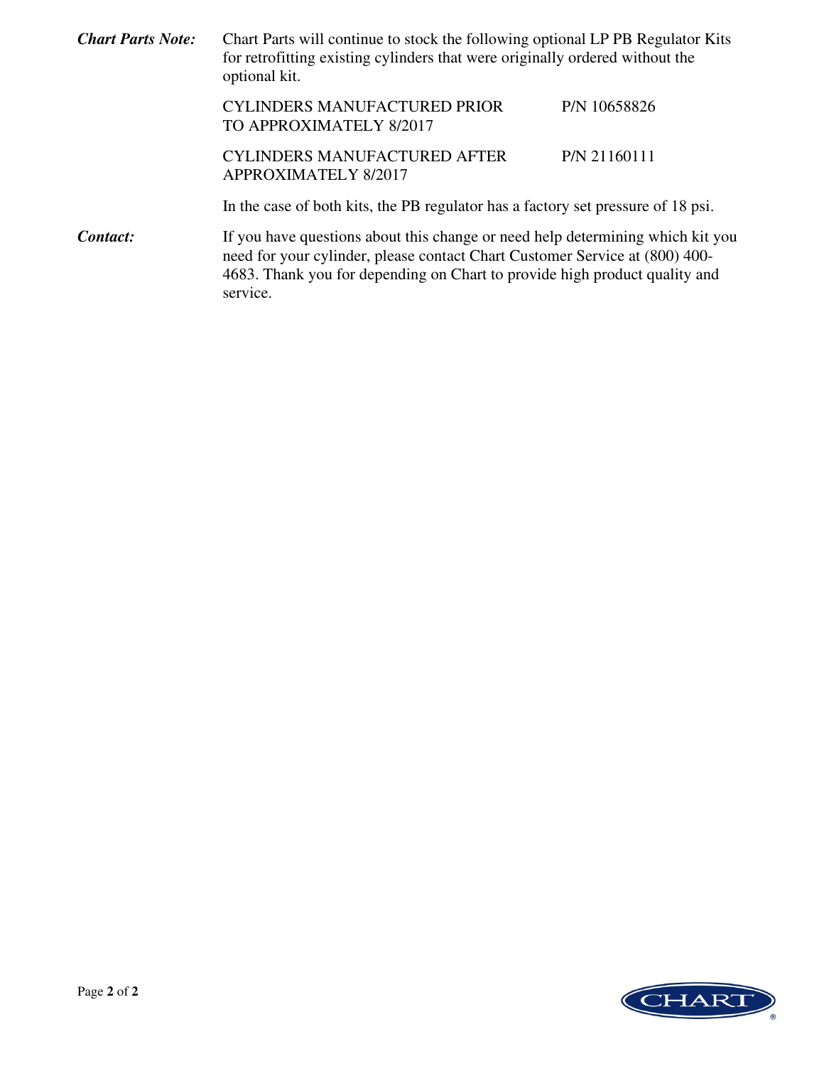***Chart Parts Note:*** Chart Parts will continue to stock the following optional LP PB Regulator Kits for retrofitting existing cylinders that were originally ordered without the optional kit.

| | |
|---|---|
| CYLINDERS MANUFACTURED PRIOR TO APPROXIMATELY 8/2017 | P/N 10658826 |
| CYLINDERS MANUFACTURED AFTER APPROXIMATELY 8/2017 | P/N 21160111 |

In the case of both kits, the PB regulator has a factory set pressure of 18 psi.

***Contact:*** If you have questions about this change or need help determining which kit you need for your cylinder, please contact Chart Customer Service at (800) 400-4683. Thank you for depending on Chart to provide high product quality and service.